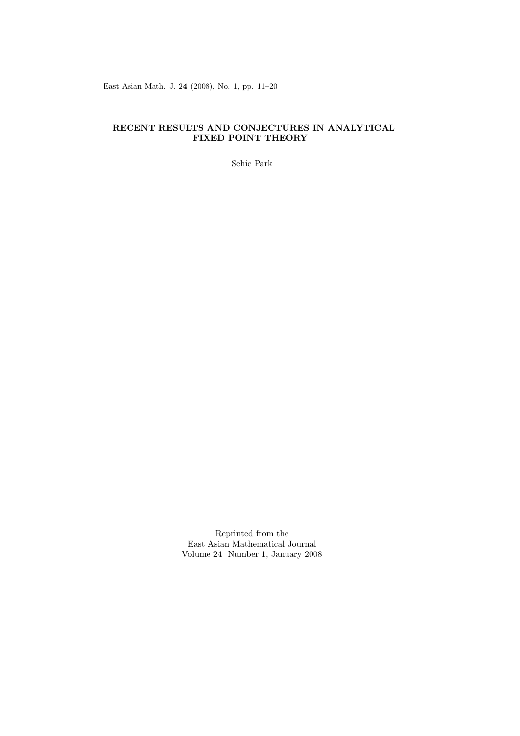East Asian Math. J. **24** (2008), No. 1, pp. 11–20

# RECENT RESULTS AND CONJECTURES IN ANALYTICAL FIXED POINT THEORY

Sehie Park

Reprinted from the
East Asian Mathematical Journal
Volume 24 Number 1, January 2008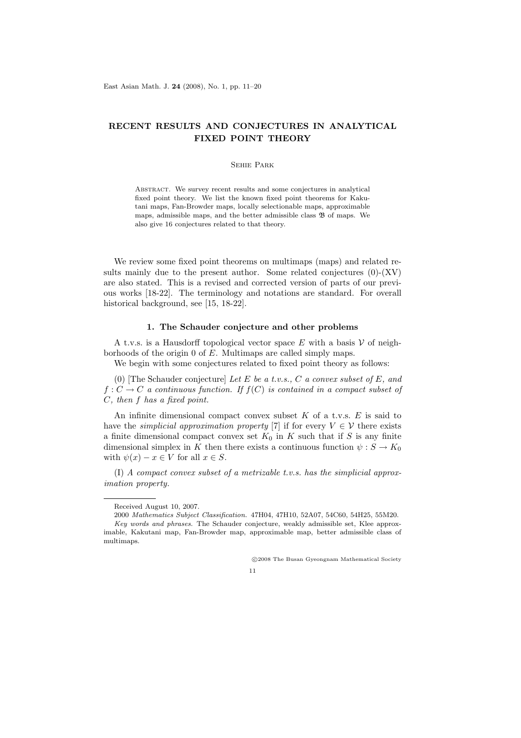# RECENT RESULTS AND CONJECTURES IN ANALYTICAL FIXED POINT THEORY

Sehie Park

Abstract. We survey recent results and some conjectures in analytical fixed point theory. We list the known fixed point theorems for Kakutani maps, Fan-Browder maps, locally selectionable maps, approximable maps, admissible maps, and the better admissible class $\mathfrak{B}$ of maps. We also give 16 conjectures related to that theory.

We review some fixed point theorems on multimaps (maps) and related results mainly due to the present author. Some related conjectures (0)-(XV) are also stated. This is a revised and corrected version of parts of our previous works [18-22]. The terminology and notations are standard. For overall historical background, see [15, 18-22].

## 1. The Schauder conjecture and other problems

A t.v.s. is a Hausdorff topological vector space $E$ with a basis $\mathcal{V}$ of neighborhoods of the origin 0 of $E$. Multimaps are called simply maps.

We begin with some conjectures related to fixed point theory as follows:

(0) [The Schauder conjecture] *Let $E$ be a t.v.s., $C$ a convex subset of $E$, and $f : C \to C$ a continuous function. If $f(C)$ is contained in a compact subset of $C$, then $f$ has a fixed point.*

An infinite dimensional compact convex subset $K$ of a t.v.s. $E$ is said to have the *simplicial approximation property* [7] if for every $V \in \mathcal{V}$ there exists a finite dimensional compact convex set $K_0$ in $K$ such that if $S$ is any finite dimensional simplex in $K$ then there exists a continuous function $\psi : S \to K_0$ with $\psi(x) - x \in V$ for all $x \in S$.

(I) *A compact convex subset of a metrizable t.v.s. has the simplicial approximation property.*

---

Received August 10, 2007.

2000 *Mathematics Subject Classification.* 47H04, 47H10, 52A07, 54C60, 54H25, 55M20.

*Key words and phrases.* The Schauder conjecture, weakly admissible set, Klee approximable, Kakutani map, Fan-Browder map, approximable map, better admissible class of multimaps.

©2008 The Busan Gyeongnam Mathematical Society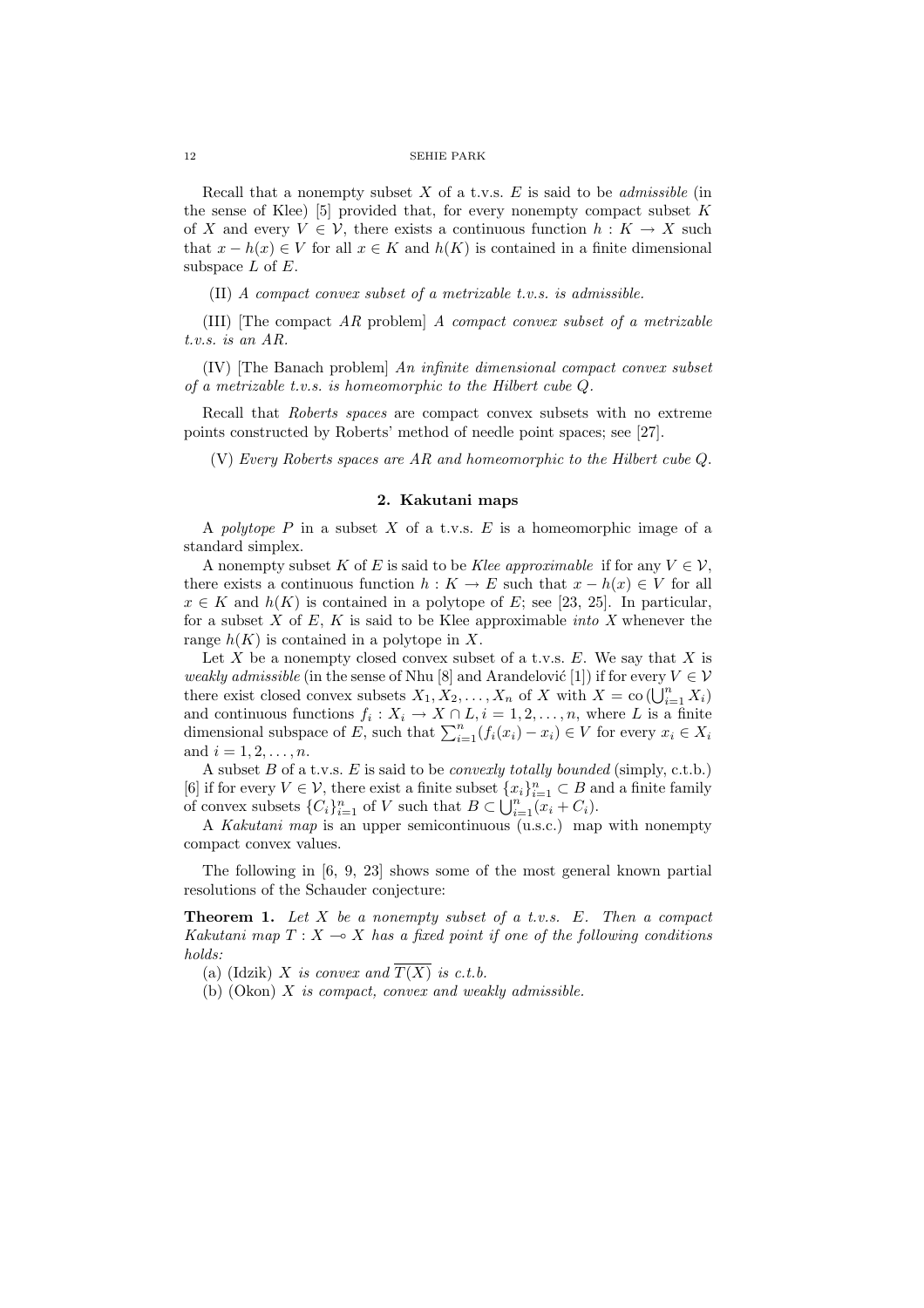Recall that a nonempty subset $X$ of a t.v.s. $E$ is said to be *admissible* (in the sense of Klee) [5] provided that, for every nonempty compact subset $K$ of $X$ and every $V \in \mathcal{V}$, there exists a continuous function $h : K \to X$ such that $x - h(x) \in V$ for all $x \in K$ and $h(K)$ is contained in a finite dimensional subspace $L$ of $E$.

(II) *A compact convex subset of a metrizable t.v.s. is admissible.*

(III) [The compact $AR$ problem] *A compact convex subset of a metrizable t.v.s. is an AR.*

(IV) [The Banach problem] *An infinite dimensional compact convex subset of a metrizable t.v.s. is homeomorphic to the Hilbert cube $Q$.*

Recall that *Roberts spaces* are compact convex subsets with no extreme points constructed by Roberts' method of needle point spaces; see [27].

(V) *Every Roberts spaces are AR and homeomorphic to the Hilbert cube $Q$.*

## 2. Kakutani maps

A *polytope* $P$ in a subset $X$ of a t.v.s. $E$ is a homeomorphic image of a standard simplex.

A nonempty subset $K$ of $E$ is said to be *Klee approximable* if for any $V \in \mathcal{V}$, there exists a continuous function $h : K \to E$ such that $x - h(x) \in V$ for all $x \in K$ and $h(K)$ is contained in a polytope of $E$; see [23, 25]. In particular, for a subset $X$ of $E$, $K$ is said to be Klee approximable *into* $X$ whenever the range $h(K)$ is contained in a polytope in $X$.

Let $X$ be a nonempty closed convex subset of a t.v.s. $E$. We say that $X$ is *weakly admissible* (in the sense of Nhu [8] and Arandelović [1]) if for every $V \in \mathcal{V}$ there exist closed convex subsets $X_1, X_2, \ldots, X_n$ of $X$ with $X = \mathrm{co}\,(\bigcup_{i=1}^n X_i)$ and continuous functions $f_i : X_i \to X \cap L, i = 1, 2, \ldots, n$, where $L$ is a finite dimensional subspace of $E$, such that $\sum_{i=1}^n (f_i(x_i) - x_i) \in V$ for every $x_i \in X_i$ and $i = 1, 2, \ldots, n$.

A subset $B$ of a t.v.s. $E$ is said to be *convexly totally bounded* (simply, c.t.b.) [6] if for every $V \in \mathcal{V}$, there exist a finite subset $\{x_i\}_{i=1}^n \subset B$ and a finite family of convex subsets $\{C_i\}_{i=1}^n$ of $V$ such that $B \subset \bigcup_{i=1}^n (x_i + C_i)$.

A *Kakutani map* is an upper semicontinuous (u.s.c.) map with nonempty compact convex values.

The following in [6, 9, 23] shows some of the most general known partial resolutions of the Schauder conjecture:

**Theorem 1.** *Let $X$ be a nonempty subset of a t.v.s. $E$. Then a compact Kakutani map $T : X \multimap X$ has a fixed point if one of the following conditions holds:*

(a) (Idzik) *$X$ is convex and $\overline{T(X)}$ is c.t.b.*

(b) (Okon) *$X$ is compact, convex and weakly admissible.*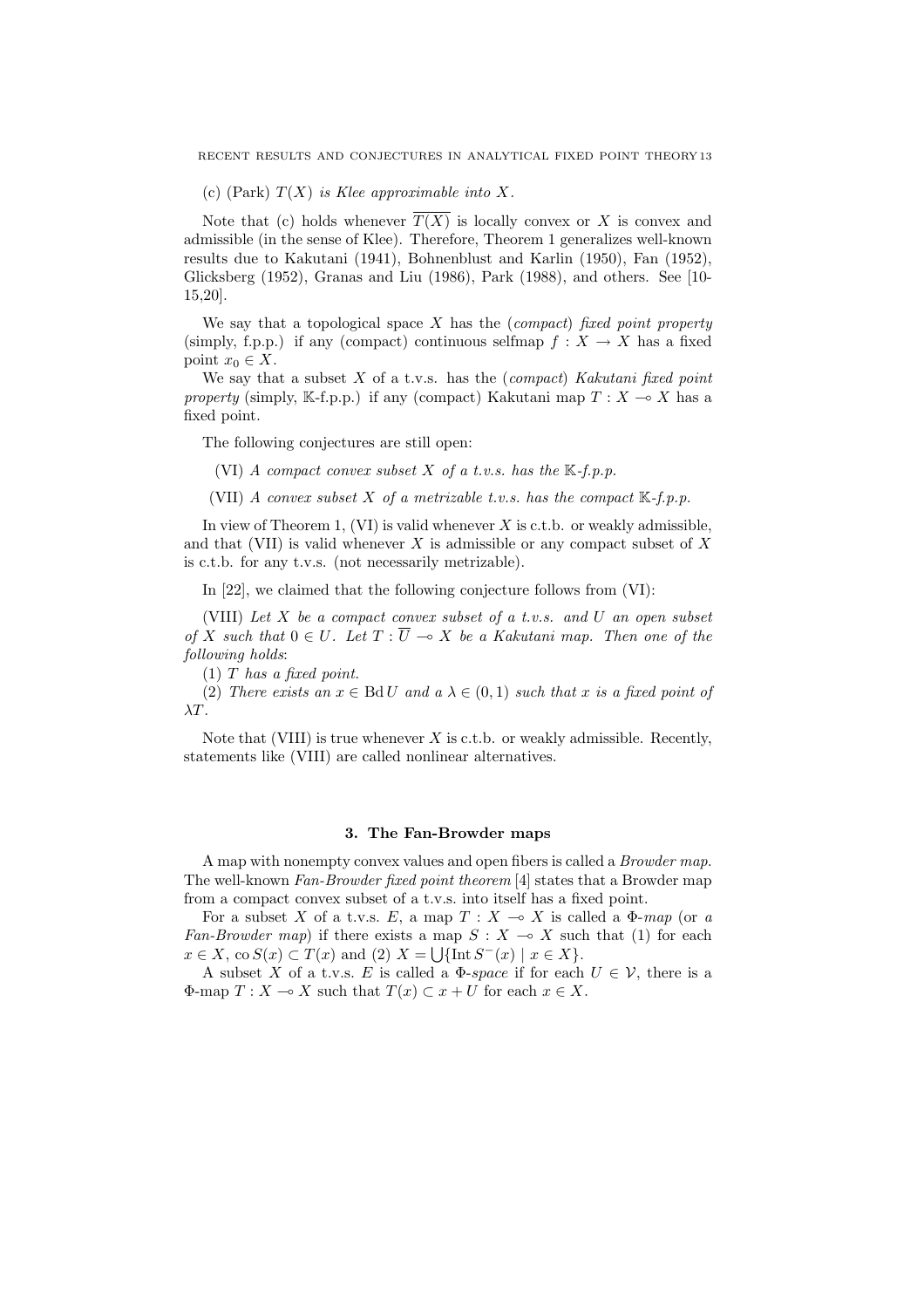(c) (Park) *$T(X)$ is Klee approximable into $X$.*

Note that (c) holds whenever $\overline{T(X)}$ is locally convex or $X$ is convex and admissible (in the sense of Klee). Therefore, Theorem 1 generalizes well-known results due to Kakutani (1941), Bohnenblust and Karlin (1950), Fan (1952), Glicksberg (1952), Granas and Liu (1986), Park (1988), and others. See [10-15,20].

We say that a topological space $X$ has the (*compact*) *fixed point property* (simply, f.p.p.) if any (compact) continuous selfmap $f : X \to X$ has a fixed point $x_0 \in X$.

We say that a subset $X$ of a t.v.s. has the (*compact*) *Kakutani fixed point property* (simply, $\mathbb{K}$-f.p.p.) if any (compact) Kakutani map $T : X \multimap X$ has a fixed point.

The following conjectures are still open:

(VI) *A compact convex subset $X$ of a t.v.s. has the $\mathbb{K}$-f.p.p.*

(VII) *A convex subset $X$ of a metrizable t.v.s. has the compact $\mathbb{K}$-f.p.p.*

In view of Theorem 1, (VI) is valid whenever $X$ is c.t.b. or weakly admissible, and that (VII) is valid whenever $X$ is admissible or any compact subset of $X$ is c.t.b. for any t.v.s. (not necessarily metrizable).

In [22], we claimed that the following conjecture follows from (VI):

(VIII) *Let $X$ be a compact convex subset of a t.v.s. and $U$ an open subset of $X$ such that $0 \in U$. Let $T : \overline{U} \multimap X$ be a Kakutani map. Then one of the following holds*:

(1) *$T$ has a fixed point.*

(2) *There exists an $x \in \operatorname{Bd} U$ and a $\lambda \in (0,1)$ such that $x$ is a fixed point of $\lambda T$.*

Note that (VIII) is true whenever $X$ is c.t.b. or weakly admissible. Recently, statements like (VIII) are called nonlinear alternatives.

## 3. The Fan-Browder maps

A map with nonempty convex values and open fibers is called a *Browder map*. The well-known *Fan-Browder fixed point theorem* [4] states that a Browder map from a compact convex subset of a t.v.s. into itself has a fixed point.

For a subset $X$ of a t.v.s. $E$, a map $T : X \multimap X$ is called a $\Phi$-*map* (or *a Fan-Browder map*) if there exists a map $S : X \multimap X$ such that (1) for each $x \in X$, $\operatorname{co} S(x) \subset T(x)$ and (2) $X = \bigcup\{\operatorname{Int} S^{-}(x) \mid x \in X\}$.

A subset $X$ of a t.v.s. $E$ is called a $\Phi$-*space* if for each $U \in \mathcal{V}$, there is a $\Phi$-map $T : X \multimap X$ such that $T(x) \subset x + U$ for each $x \in X$.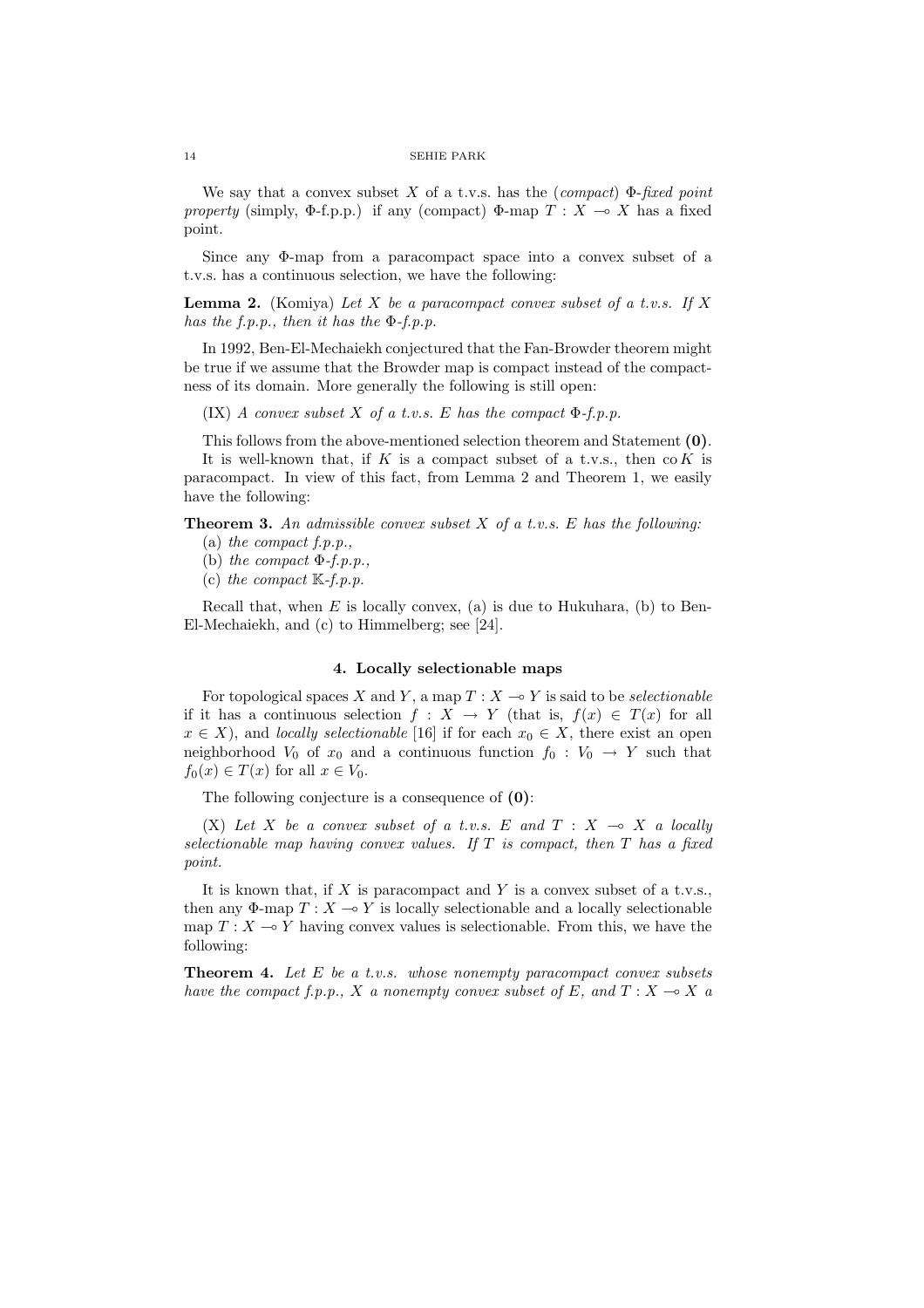We say that a convex subset $X$ of a t.v.s. has the (*compact*) *$\Phi$-fixed point property* (simply, $\Phi$-f.p.p.) if any (compact) $\Phi$-map $T : X \multimap X$ has a fixed point.

Since any $\Phi$-map from a paracompact space into a convex subset of a t.v.s. has a continuous selection, we have the following:

**Lemma 2.** (Komiya) *Let $X$ be a paracompact convex subset of a t.v.s. If $X$ has the f.p.p., then it has the $\Phi$-f.p.p.*

In 1992, Ben-El-Mechaiekh conjectured that the Fan-Browder theorem might be true if we assume that the Browder map is compact instead of the compactness of its domain. More generally the following is still open:

(IX) *A convex subset $X$ of a t.v.s. $E$ has the compact $\Phi$-f.p.p.*

This follows from the above-mentioned selection theorem and Statement **(0)**.

It is well-known that, if $K$ is a compact subset of a t.v.s., then $\mathrm{co}\, K$ is paracompact. In view of this fact, from Lemma 2 and Theorem 1, we easily have the following:

**Theorem 3.** *An admissible convex subset $X$ of a t.v.s. $E$ has the following:*

(a) *the compact f.p.p.,*

(b) *the compact $\Phi$-f.p.p.,*

(c) *the compact $\mathbb{K}$-f.p.p.*

Recall that, when $E$ is locally convex, (a) is due to Hukuhara, (b) to Ben-El-Mechaiekh, and (c) to Himmelberg; see [24].

## 4. Locally selectionable maps

For topological spaces $X$ and $Y$, a map $T : X \multimap Y$ is said to be *selectionable* if it has a continuous selection $f : X \to Y$ (that is, $f(x) \in T(x)$ for all $x \in X$), and *locally selectionable* [16] if for each $x_0 \in X$, there exist an open neighborhood $V_0$ of $x_0$ and a continuous function $f_0 : V_0 \to Y$ such that $f_0(x) \in T(x)$ for all $x \in V_0$.

The following conjecture is a consequence of **(0)**:

(X) *Let $X$ be a convex subset of a t.v.s. $E$ and $T : X \multimap X$ a locally selectionable map having convex values. If $T$ is compact, then $T$ has a fixed point.*

It is known that, if $X$ is paracompact and $Y$ is a convex subset of a t.v.s., then any $\Phi$-map $T : X \multimap Y$ is locally selectionable and a locally selectionable map $T : X \multimap Y$ having convex values is selectionable. From this, we have the following:

**Theorem 4.** *Let $E$ be a t.v.s. whose nonempty paracompact convex subsets have the compact f.p.p., $X$ a nonempty convex subset of $E$, and $T : X \multimap X$ a*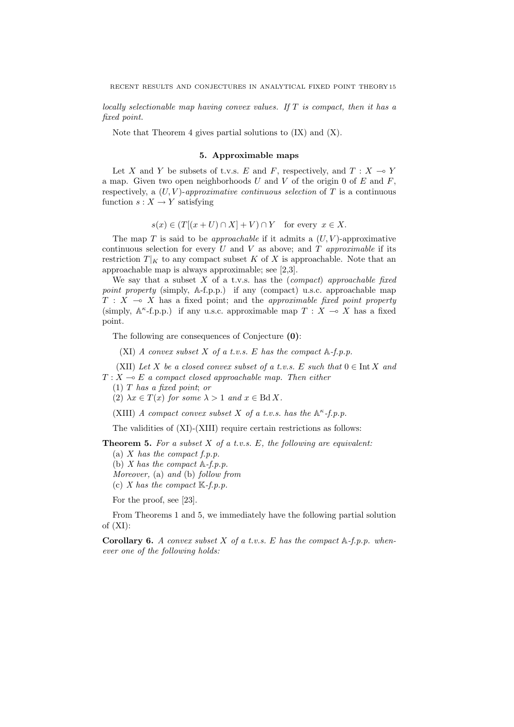*locally selectionable map having convex values. If $T$ is compact, then it has a fixed point.*

Note that Theorem 4 gives partial solutions to (IX) and (X).

## 5. Approximable maps

Let $X$ and $Y$ be subsets of t.v.s. $E$ and $F$, respectively, and $T : X \multimap Y$ a map. Given two open neighborhoods $U$ and $V$ of the origin 0 of $E$ and $F$, respectively, a $(U, V)$-*approximative continuous selection* of $T$ is a continuous function $s : X \to Y$ satisfying

$$s(x) \in (T[(x + U) \cap X] + V) \cap Y \quad \text{for every } x \in X.$$

The map $T$ is said to be *approachable* if it admits a $(U, V)$-approximative continuous selection for every $U$ and $V$ as above; and $T$ *approximable* if its restriction $T|_K$ to any compact subset $K$ of $X$ is approachable. Note that an approachable map is always approximable; see [2,3].

We say that a subset $X$ of a t.v.s. has the (*compact*) *approachable fixed point property* (simply, $\mathbb{A}$-f.p.p.) if any (compact) u.s.c. approachable map $T : X \multimap X$ has a fixed point; and the *approximable fixed point property* (simply, $\mathbb{A}^\kappa$-f.p.p.) if any u.s.c. approximable map $T : X \multimap X$ has a fixed point.

The following are consequences of Conjecture **(0)**:

(XI) *A convex subset $X$ of a t.v.s. $E$ has the compact $\mathbb{A}$-f.p.p.*

(XII) *Let $X$ be a closed convex subset of a t.v.s. $E$ such that $0 \in \operatorname{Int} X$ and $T : X \multimap E$ a compact closed approachable map. Then either*
(1) *$T$ has a fixed point; or*
(2) *$\lambda x \in T(x)$ for some $\lambda > 1$ and $x \in \operatorname{Bd} X$.*

(XIII) *A compact convex subset $X$ of a t.v.s. has the $\mathbb{A}^\kappa$-f.p.p.*

The validities of (XI)-(XIII) require certain restrictions as follows:

**Theorem 5.** *For a subset $X$ of a t.v.s. $E$, the following are equivalent:*
(a) *$X$ has the compact f.p.p.*
(b) *$X$ has the compact $\mathbb{A}$-f.p.p.*
*Moreover,* (a) *and* (b) *follow from*
(c) *$X$ has the compact $\mathbb{K}$-f.p.p.*

For the proof, see [23].

From Theorems 1 and 5, we immediately have the following partial solution of (XI):

**Corollary 6.** *A convex subset $X$ of a t.v.s. $E$ has the compact $\mathbb{A}$-f.p.p. whenever one of the following holds:*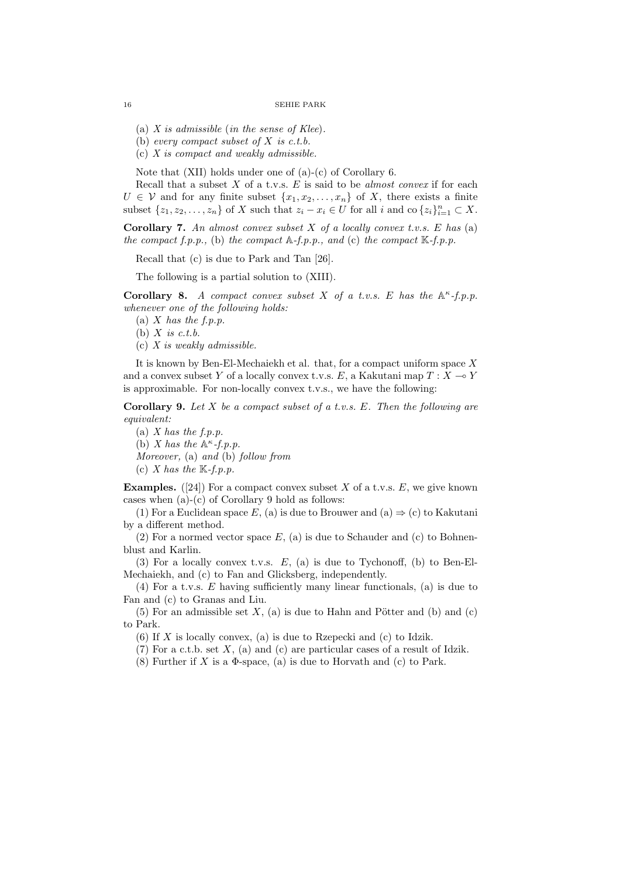(a) *X is admissible* (*in the sense of Klee*).

(b) *every compact subset of X is c.t.b.*

(c) *X is compact and weakly admissible.*

Note that (XII) holds under one of (a)-(c) of Corollary 6.

Recall that a subset $X$ of a t.v.s. $E$ is said to be *almost convex* if for each $U \in \mathcal{V}$ and for any finite subset $\{x_1, x_2, \dots, x_n\}$ of $X$, there exists a finite subset $\{z_1, z_2, \dots, z_n\}$ of $X$ such that $z_i - x_i \in U$ for all $i$ and $\operatorname{co}\{z_i\}_{i=1}^n \subset X$.

**Corollary 7.** *An almost convex subset $X$ of a locally convex t.v.s. $E$ has* (a) *the compact f.p.p.,* (b) *the compact $\mathbb{A}$-f.p.p., and* (c) *the compact $\mathbb{K}$-f.p.p.*

Recall that (c) is due to Park and Tan [26].

The following is a partial solution to (XIII).

**Corollary 8.** *A compact convex subset $X$ of a t.v.s. $E$ has the $\mathbb{A}^\kappa$-f.p.p. whenever one of the following holds:*

(a) *X has the f.p.p.*

(b) *X is c.t.b.*

(c) *X is weakly admissible.*

It is known by Ben-El-Mechaiekh et al. that, for a compact uniform space $X$ and a convex subset $Y$ of a locally convex t.v.s. $E$, a Kakutani map $T : X \multimap Y$ is approximable. For non-locally convex t.v.s., we have the following:

**Corollary 9.** *Let $X$ be a compact subset of a t.v.s. $E$. Then the following are equivalent:*

(a) *X has the f.p.p.*

(b) *X has the $\mathbb{A}^\kappa$-f.p.p.*

*Moreover,* (a) *and* (b) *follow from*

(c) *X has the $\mathbb{K}$-f.p.p.*

**Examples.** ([24]) For a compact convex subset $X$ of a t.v.s. $E$, we give known cases when (a)-(c) of Corollary 9 hold as follows:

(1) For a Euclidean space $E$, (a) is due to Brouwer and (a) $\Rightarrow$ (c) to Kakutani by a different method.

(2) For a normed vector space $E$, (a) is due to Schauder and (c) to Bohnenblust and Karlin.

(3) For a locally convex t.v.s. $E$, (a) is due to Tychonoff, (b) to Ben-El-Mechaiekh, and (c) to Fan and Glicksberg, independently.

(4) For a t.v.s. $E$ having sufficiently many linear functionals, (a) is due to Fan and (c) to Granas and Liu.

(5) For an admissible set $X$, (a) is due to Hahn and Pötter and (b) and (c) to Park.

(6) If $X$ is locally convex, (a) is due to Rzepecki and (c) to Idzik.

(7) For a c.t.b. set $X$, (a) and (c) are particular cases of a result of Idzik.

(8) Further if $X$ is a $\Phi$-space, (a) is due to Horvath and (c) to Park.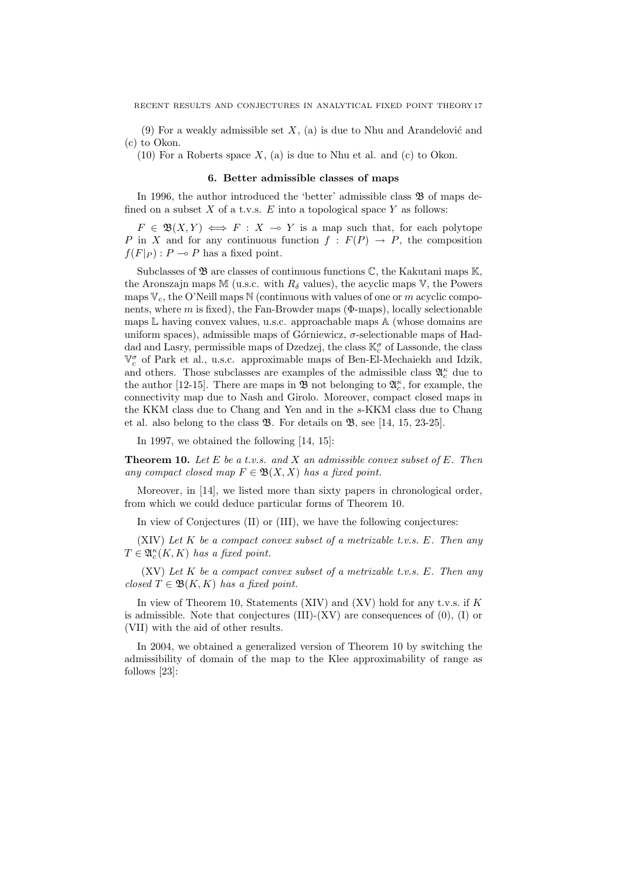(9) For a weakly admissible set $X$, (a) is due to Nhu and Arandelović and (c) to Okon.

(10) For a Roberts space $X$, (a) is due to Nhu et al. and (c) to Okon.

## 6. Better admissible classes of maps

In 1996, the author introduced the 'better' admissible class $\mathfrak{B}$ of maps defined on a subset $X$ of a t.v.s. $E$ into a topological space $Y$ as follows:

$F \in \mathfrak{B}(X,Y) \iff F : X \multimap Y$ is a map such that, for each polytope $P$ in $X$ and for any continuous function $f : F(P) \to P$, the composition $f(F|_P) : P \multimap P$ has a fixed point.

Subclasses of $\mathfrak{B}$ are classes of continuous functions $\mathbb{C}$, the Kakutani maps $\mathbb{K}$, the Aronszajn maps $\mathbb{M}$ (u.s.c. with $R_\delta$ values), the acyclic maps $\mathbb{V}$, the Powers maps $\mathbb{V}_c$, the O'Neill maps $\mathbb{N}$ (continuous with values of one or $m$ acyclic components, where $m$ is fixed), the Fan-Browder maps ($\Phi$-maps), locally selectionable maps $\mathbb{L}$ having convex values, u.s.c. approachable maps $\mathbb{A}$ (whose domains are uniform spaces), admissible maps of Górniewicz, $\sigma$-selectionable maps of Haddad and Lasry, permissible maps of Dzedzej, the class $\mathbb{K}_c^\sigma$ of Lassonde, the class $\mathbb{V}_c^\sigma$ of Park et al., u.s.c. approximable maps of Ben-El-Mechaiekh and Idzik, and others. Those subclasses are examples of the admissible class $\mathfrak{A}_c^\kappa$ due to the author [12-15]. There are maps in $\mathfrak{B}$ not belonging to $\mathfrak{A}_c^\kappa$, for example, the connectivity map due to Nash and Girolo. Moreover, compact closed maps in the KKM class due to Chang and Yen and in the $s$-KKM class due to Chang et al. also belong to the class $\mathfrak{B}$. For details on $\mathfrak{B}$, see [14, 15, 23-25].

In 1997, we obtained the following [14, 15]:

**Theorem 10.** *Let $E$ be a t.v.s. and $X$ an admissible convex subset of $E$. Then any compact closed map $F \in \mathfrak{B}(X,X)$ has a fixed point.*

Moreover, in [14], we listed more than sixty papers in chronological order, from which we could deduce particular forms of Theorem 10.

In view of Conjectures (II) or (III), we have the following conjectures:

(XIV) *Let $K$ be a compact convex subset of a metrizable t.v.s. $E$. Then any $T \in \mathfrak{A}_c^\kappa(K,K)$ has a fixed point.*

(XV) *Let $K$ be a compact convex subset of a metrizable t.v.s. $E$. Then any closed $T \in \mathfrak{B}(K,K)$ has a fixed point.*

In view of Theorem 10, Statements (XIV) and (XV) hold for any t.v.s. if $K$ is admissible. Note that conjectures (III)-(XV) are consequences of (0), (I) or (VII) with the aid of other results.

In 2004, we obtained a generalized version of Theorem 10 by switching the admissibility of domain of the map to the Klee approximability of range as follows [23]: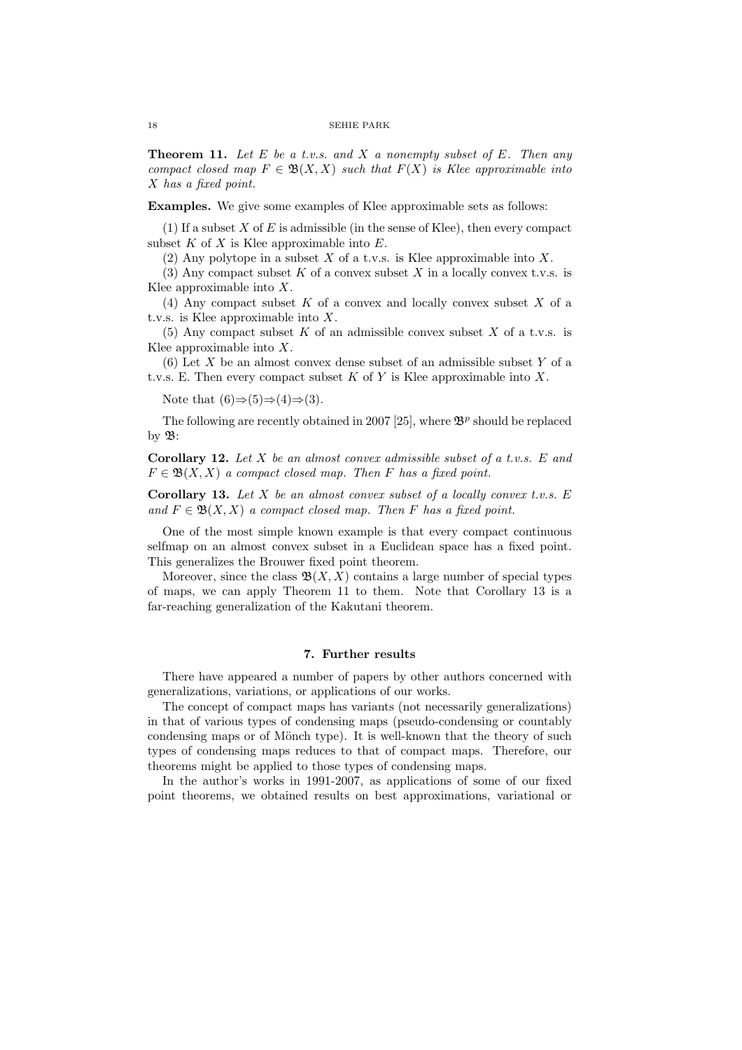**Theorem 11.** *Let $E$ be a t.v.s. and $X$ a nonempty subset of $E$. Then any compact closed map $F \in \mathfrak{B}(X, X)$ such that $F(X)$ is Klee approximable into $X$ has a fixed point.*

**Examples.** We give some examples of Klee approximable sets as follows:

(1) If a subset $X$ of $E$ is admissible (in the sense of Klee), then every compact subset $K$ of $X$ is Klee approximable into $E$.

(2) Any polytope in a subset $X$ of a t.v.s. is Klee approximable into $X$.

(3) Any compact subset $K$ of a convex subset $X$ in a locally convex t.v.s. is Klee approximable into $X$.

(4) Any compact subset $K$ of a convex and locally convex subset $X$ of a t.v.s. is Klee approximable into $X$.

(5) Any compact subset $K$ of an admissible convex subset $X$ of a t.v.s. is Klee approximable into $X$.

(6) Let $X$ be an almost convex dense subset of an admissible subset $Y$ of a t.v.s. E. Then every compact subset $K$ of $Y$ is Klee approximable into $X$.

Note that (6)$\Rightarrow$(5)$\Rightarrow$(4)$\Rightarrow$(3).

The following are recently obtained in 2007 [25], where $\mathfrak{B}^p$ should be replaced by $\mathfrak{B}$:

**Corollary 12.** *Let $X$ be an almost convex admissible subset of a t.v.s. $E$ and $F \in \mathfrak{B}(X, X)$ a compact closed map. Then $F$ has a fixed point.*

**Corollary 13.** *Let $X$ be an almost convex subset of a locally convex t.v.s. $E$ and $F \in \mathfrak{B}(X, X)$ a compact closed map. Then $F$ has a fixed point.*

One of the most simple known example is that every compact continuous selfmap on an almost convex subset in a Euclidean space has a fixed point. This generalizes the Brouwer fixed point theorem.

Moreover, since the class $\mathfrak{B}(X, X)$ contains a large number of special types of maps, we can apply Theorem 11 to them. Note that Corollary 13 is a far-reaching generalization of the Kakutani theorem.

## 7. Further results

There have appeared a number of papers by other authors concerned with generalizations, variations, or applications of our works.

The concept of compact maps has variants (not necessarily generalizations) in that of various types of condensing maps (pseudo-condensing or countably condensing maps or of Mönch type). It is well-known that the theory of such types of condensing maps reduces to that of compact maps. Therefore, our theorems might be applied to those types of condensing maps.

In the author's works in 1991-2007, as applications of some of our fixed point theorems, we obtained results on best approximations, variational or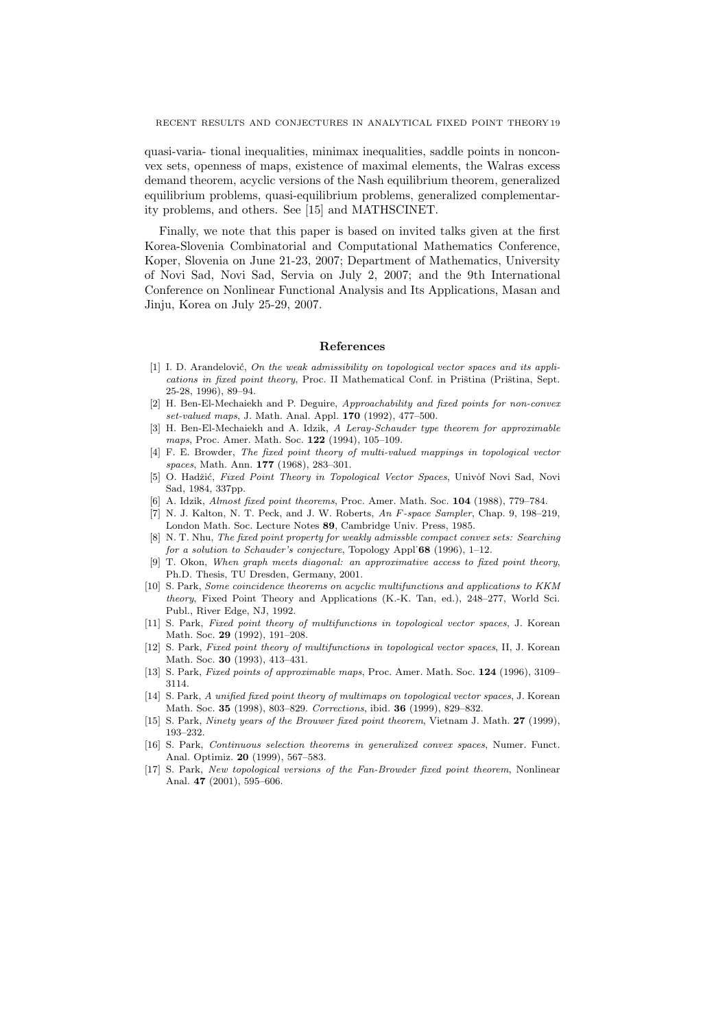quasi-varia- tional inequalities, minimax inequalities, saddle points in nonconvex sets, openness of maps, existence of maximal elements, the Walras excess demand theorem, acyclic versions of the Nash equilibrium theorem, generalized equilibrium problems, quasi-equilibrium problems, generalized complementarity problems, and others. See [15] and MATHSCINET.

Finally, we note that this paper is based on invited talks given at the first Korea-Slovenia Combinatorial and Computational Mathematics Conference, Koper, Slovenia on June 21-23, 2007; Department of Mathematics, University of Novi Sad, Novi Sad, Servia on July 2, 2007; and the 9th International Conference on Nonlinear Functional Analysis and Its Applications, Masan and Jinju, Korea on July 25-29, 2007.

## References

[1] I. D. Arandelović, *On the weak admissibility on topological vector spaces and its applications in fixed point theory*, Proc. II Mathematical Conf. in Priština (Priština, Sept. 25-28, 1996), 89–94.

[2] H. Ben-El-Mechaiekh and P. Deguire, *Approachability and fixed points for non-convex set-valued maps*, J. Math. Anal. Appl. **170** (1992), 477–500.

[3] H. Ben-El-Mechaiekh and A. Idzik, *A Leray-Schauder type theorem for approximable maps*, Proc. Amer. Math. Soc. **122** (1994), 105–109.

[4] F. E. Browder, *The fixed point theory of multi-valued mappings in topological vector spaces*, Math. Ann. **177** (1968), 283–301.

[5] O. Hadžić, *Fixed Point Theory in Topological Vector Spaces*, Univöf Novi Sad, Novi Sad, 1984, 337pp.

[6] A. Idzik, *Almost fixed point theorems*, Proc. Amer. Math. Soc. **104** (1988), 779–784.

[7] N. J. Kalton, N. T. Peck, and J. W. Roberts, *An F-space Sampler*, Chap. 9, 198–219, London Math. Soc. Lecture Notes **89**, Cambridge Univ. Press, 1985.

[8] N. T. Nhu, *The fixed point property for weakly admissble compact convex sets: Searching for a solution to Schauder's conjecture*, Topology Appl˙**68** (1996), 1–12.

[9] T. Okon, *When graph meets diagonal: an approximative access to fixed point theory*, Ph.D. Thesis, TU Dresden, Germany, 2001.

[10] S. Park, *Some coincidence theorems on acyclic multifunctions and applications to KKM theory*, Fixed Point Theory and Applications (K.-K. Tan, ed.), 248–277, World Sci. Publ., River Edge, NJ, 1992.

[11] S. Park, *Fixed point theory of multifunctions in topological vector spaces*, J. Korean Math. Soc. **29** (1992), 191–208.

[12] S. Park, *Fixed point theory of multifunctions in topological vector spaces*, II, J. Korean Math. Soc. **30** (1993), 413–431.

[13] S. Park, *Fixed points of approximable maps*, Proc. Amer. Math. Soc. **124** (1996), 3109–3114.

[14] S. Park, *A unified fixed point theory of multimaps on topological vector spaces*, J. Korean Math. Soc. **35** (1998), 803–829. *Corrections*, ibid. **36** (1999), 829–832.

[15] S. Park, *Ninety years of the Brouwer fixed point theorem*, Vietnam J. Math. **27** (1999), 193–232.

[16] S. Park, *Continuous selection theorems in generalized convex spaces*, Numer. Funct. Anal. Optimiz. **20** (1999), 567–583.

[17] S. Park, *New topological versions of the Fan-Browder fixed point theorem*, Nonlinear Anal. **47** (2001), 595–606.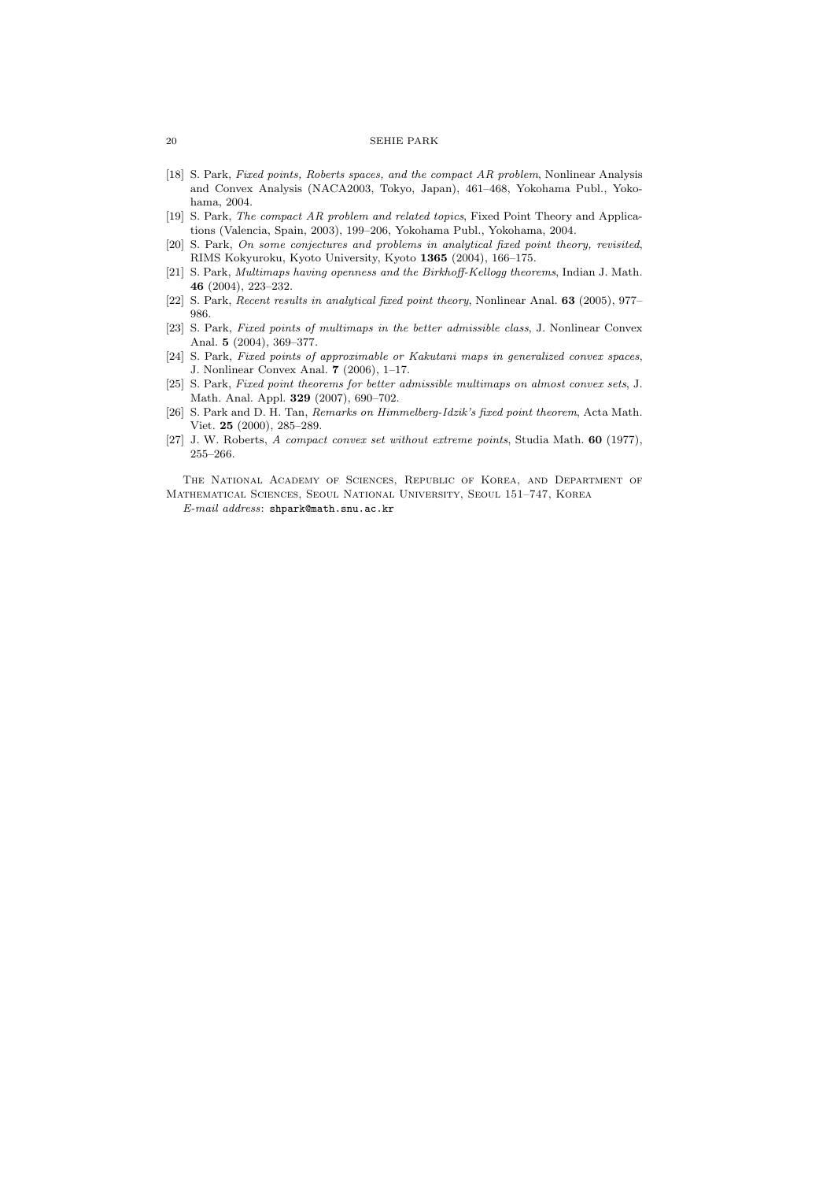[18] S. Park, *Fixed points, Roberts spaces, and the compact AR problem*, Nonlinear Analysis and Convex Analysis (NACA2003, Tokyo, Japan), 461–468, Yokohama Publ., Yokohama, 2004.

[19] S. Park, *The compact AR problem and related topics*, Fixed Point Theory and Applications (Valencia, Spain, 2003), 199–206, Yokohama Publ., Yokohama, 2004.

[20] S. Park, *On some conjectures and problems in analytical fixed point theory, revisited*, RIMS Kokyuroku, Kyoto University, Kyoto **1365** (2004), 166–175.

[21] S. Park, *Multimaps having openness and the Birkhoff-Kellogg theorems*, Indian J. Math. **46** (2004), 223–232.

[22] S. Park, *Recent results in analytical fixed point theory*, Nonlinear Anal. **63** (2005), 977–986.

[23] S. Park, *Fixed points of multimaps in the better admissible class*, J. Nonlinear Convex Anal. **5** (2004), 369–377.

[24] S. Park, *Fixed points of approximable or Kakutani maps in generalized convex spaces*, J. Nonlinear Convex Anal. **7** (2006), 1–17.

[25] S. Park, *Fixed point theorems for better admissible multimaps on almost convex sets*, J. Math. Anal. Appl. **329** (2007), 690–702.

[26] S. Park and D. H. Tan, *Remarks on Himmelberg-Idzik's fixed point theorem*, Acta Math. Viet. **25** (2000), 285–289.

[27] J. W. Roberts, *A compact convex set without extreme points*, Studia Math. **60** (1977), 255–266.

The National Academy of Sciences, Republic of Korea, and Department of Mathematical Sciences, Seoul National University, Seoul 151–747, Korea

*E-mail address*: shpark@math.snu.ac.kr